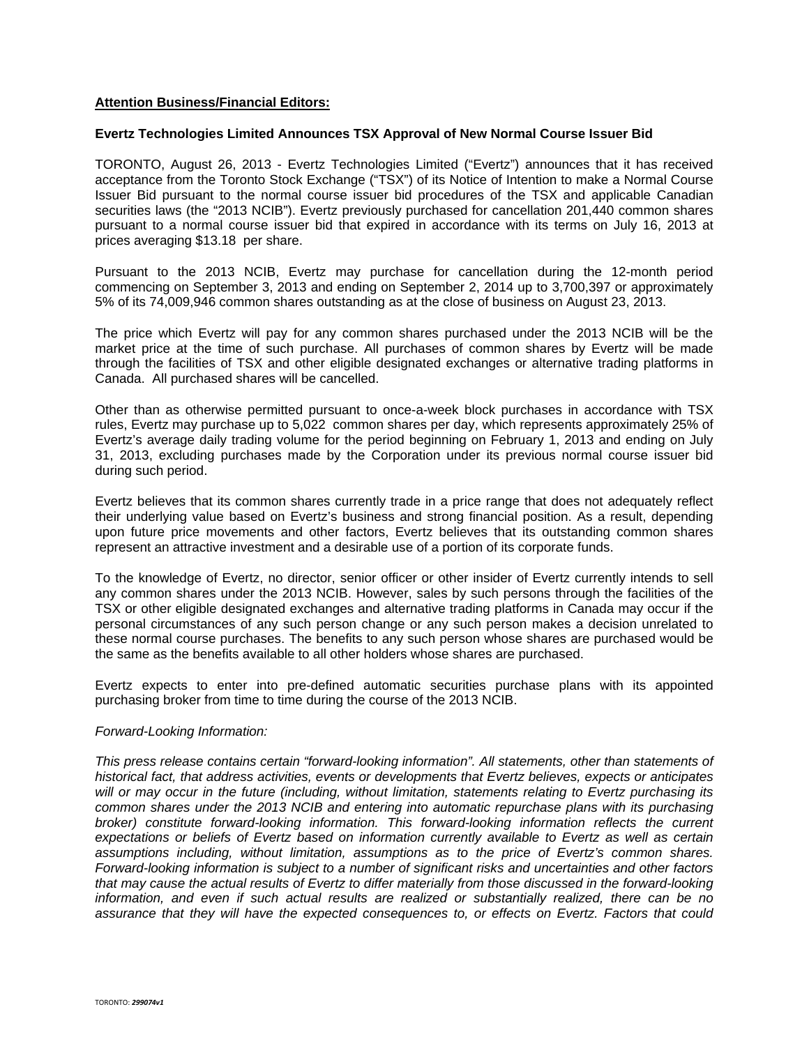**Attention Business/Financial Editors:**

**Evertz Technologies Limited Announces TSX Approval of New Normal Course Issuer Bid**

TORONTO, August 26, 2013 - Evertz Technologies Limited ("Evertz") announces that it has received acceptance from the Toronto Stock Exchange ("TSX") of its Notice of Intention to make a Normal Course Issuer Bid pursuant to the normal course issuer bid procedures of the TSX and applicable Canadian securities laws (the "2013 NCIB"). Evertz previously purchased for cancellation 201,440 common shares pursuant to a normal course issuer bid that expired in accordance with its terms on July 16, 2013 at prices averaging $13.18 per share.

Pursuant to the 2013 NCIB, Evertz may purchase for cancellation during the 12-month period commencing on September 3, 2013 and ending on September 2, 2014 up to 3,700,397 or approximately 5% of its 74,009,946 common shares outstanding as at the close of business on August 23, 2013.

The price which Evertz will pay for any common shares purchased under the 2013 NCIB will be the market price at the time of such purchase. All purchases of common shares by Evertz will be made through the facilities of TSX and other eligible designated exchanges or alternative trading platforms in Canada. All purchased shares will be cancelled.

Other than as otherwise permitted pursuant to once-a-week block purchases in accordance with TSX rules, Evertz may purchase up to 5,022 common shares per day, which represents approximately 25% of Evertz's average daily trading volume for the period beginning on February 1, 2013 and ending on July 31, 2013, excluding purchases made by the Corporation under its previous normal course issuer bid during such period.

Evertz believes that its common shares currently trade in a price range that does not adequately reflect their underlying value based on Evertz's business and strong financial position. As a result, depending upon future price movements and other factors, Evertz believes that its outstanding common shares represent an attractive investment and a desirable use of a portion of its corporate funds.

To the knowledge of Evertz, no director, senior officer or other insider of Evertz currently intends to sell any common shares under the 2013 NCIB. However, sales by such persons through the facilities of the TSX or other eligible designated exchanges and alternative trading platforms in Canada may occur if the personal circumstances of any such person change or any such person makes a decision unrelated to these normal course purchases. The benefits to any such person whose shares are purchased would be the same as the benefits available to all other holders whose shares are purchased.

Evertz expects to enter into pre-defined automatic securities purchase plans with its appointed purchasing broker from time to time during the course of the 2013 NCIB.

*Forward-Looking Information:*

*This press release contains certain "forward-looking information". All statements, other than statements of historical fact, that address activities, events or developments that Evertz believes, expects or anticipates will or may occur in the future (including, without limitation, statements relating to Evertz purchasing its common shares under the 2013 NCIB and entering into automatic repurchase plans with its purchasing broker) constitute forward-looking information. This forward-looking information reflects the current expectations or beliefs of Evertz based on information currently available to Evertz as well as certain assumptions including, without limitation, assumptions as to the price of Evertz's common shares. Forward-looking information is subject to a number of significant risks and uncertainties and other factors that may cause the actual results of Evertz to differ materially from those discussed in the forward-looking information, and even if such actual results are realized or substantially realized, there can be no assurance that they will have the expected consequences to, or effects on Evertz. Factors that could*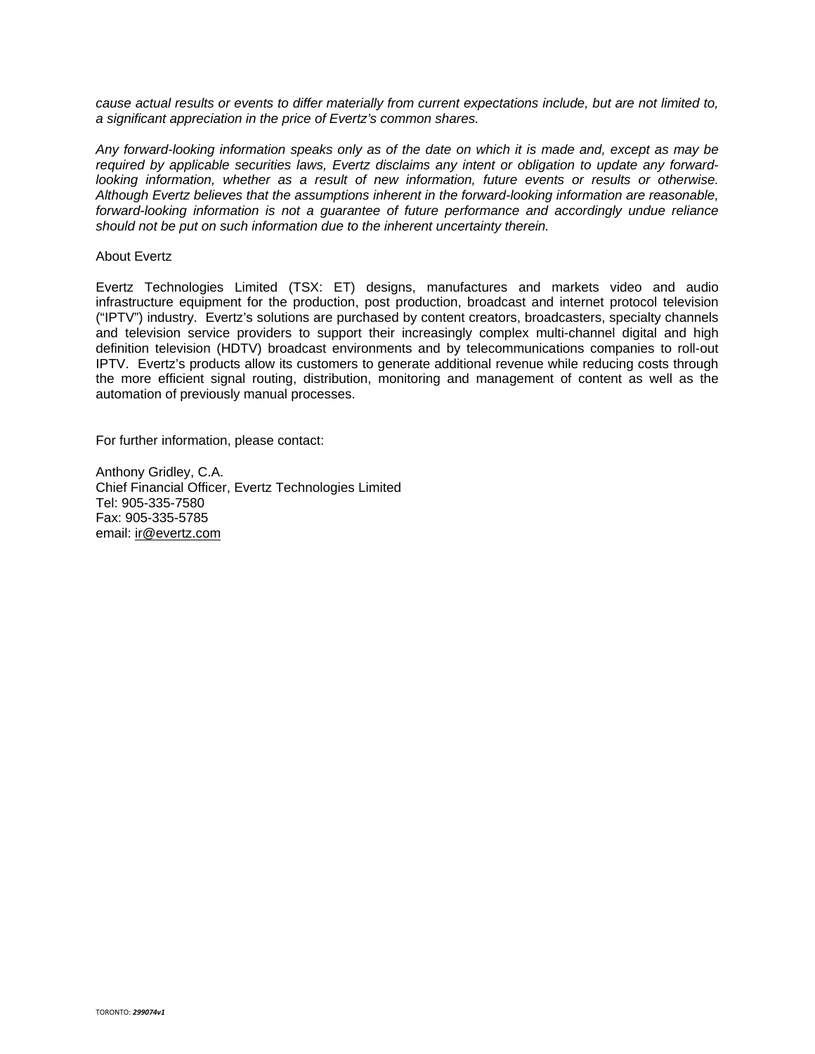*cause actual results or events to differ materially from current expectations include, but are not limited to, a significant appreciation in the price of Evertz's common shares.*

*Any forward-looking information speaks only as of the date on which it is made and, except as may be required by applicable securities laws, Evertz disclaims any intent or obligation to update any forward-looking information, whether as a result of new information, future events or results or otherwise. Although Evertz believes that the assumptions inherent in the forward-looking information are reasonable, forward-looking information is not a guarantee of future performance and accordingly undue reliance should not be put on such information due to the inherent uncertainty therein.*

About Evertz

Evertz Technologies Limited (TSX: ET) designs, manufactures and markets video and audio infrastructure equipment for the production, post production, broadcast and internet protocol television ("IPTV") industry. Evertz's solutions are purchased by content creators, broadcasters, specialty channels and television service providers to support their increasingly complex multi-channel digital and high definition television (HDTV) broadcast environments and by telecommunications companies to roll-out IPTV. Evertz's products allow its customers to generate additional revenue while reducing costs through the more efficient signal routing, distribution, monitoring and management of content as well as the automation of previously manual processes.

For further information, please contact:

Anthony Gridley, C.A.
Chief Financial Officer, Evertz Technologies Limited
Tel: 905-335-7580
Fax: 905-335-5785
email: ir@evertz.com

TORONTO: ***299074v1***